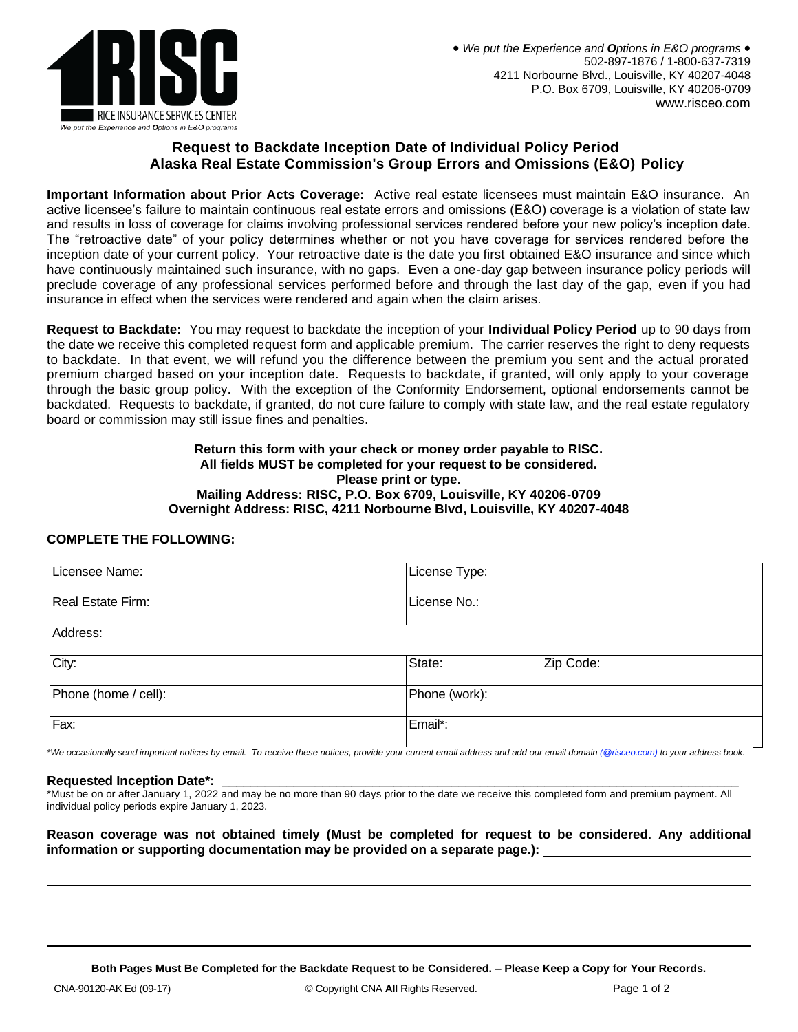RISC
RICE INSURANCE SERVICES CENTER
*We put the Experience and Options in E&O programs*

• *We put the **E**xperience and **O**ptions in E&O programs* •
502-897-1876 / 1-800-637-7319
4211 Norbourne Blvd., Louisville, KY 40207-4048
P.O. Box 6709, Louisville, KY 40206-0709
www.risceo.com

## Request to Backdate Inception Date of Individual Policy Period
## Alaska Real Estate Commission's Group Errors and Omissions (E&O) Policy

**Important Information about Prior Acts Coverage:** Active real estate licensees must maintain E&O insurance. An active licensee's failure to maintain continuous real estate errors and omissions (E&O) coverage is a violation of state law and results in loss of coverage for claims involving professional services rendered before your new policy's inception date. The "retroactive date" of your policy determines whether or not you have coverage for services rendered before the inception date of your current policy. Your retroactive date is the date you first obtained E&O insurance and since which have continuously maintained such insurance, with no gaps. Even a one-day gap between insurance policy periods will preclude coverage of any professional services performed before and through the last day of the gap, even if you had insurance in effect when the services were rendered and again when the claim arises.

**Request to Backdate:** You may request to backdate the inception of your **Individual Policy Period** up to 90 days from the date we receive this completed request form and applicable premium. The carrier reserves the right to deny requests to backdate. In that event, we will refund you the difference between the premium you sent and the actual prorated premium charged based on your inception date. Requests to backdate, if granted, will only apply to your coverage through the basic group policy. With the exception of the Conformity Endorsement, optional endorsements cannot be backdated. Requests to backdate, if granted, do not cure failure to comply with state law, and the real estate regulatory board or commission may still issue fines and penalties.

**Return this form with your check or money order payable to RISC.**
**All fields MUST be completed for your request to be considered.**
**Please print or type.**
**Mailing Address: RISC, P.O. Box 6709, Louisville, KY 40206-0709**
**Overnight Address: RISC, 4211 Norbourne Blvd, Louisville, KY 40207-4048**

**COMPLETE THE FOLLOWING:**

| | |
|---|---|
| Licensee Name: | License Type: |
| Real Estate Firm: | License No.: |
| Address: | |
| City: | State: Zip Code: |
| Phone (home / cell): | Phone (work): |
| Fax: | Email*: |

*\*We occasionally send important notices by email. To receive these notices, provide your current email address and add our email domain (@risceo.com) to your address book.*

**Requested Inception Date\*:** ______________________________

\*Must be on or after January 1, 2022 and may be no more than 90 days prior to the date we receive this completed form and premium payment. All individual policy periods expire January 1, 2023.

**Reason coverage was not obtained timely (Must be completed for request to be considered. Any additional information or supporting documentation may be provided on a separate page.):** ______________________________

______________________________

______________________________

______________________________

**Both Pages Must Be Completed for the Backdate Request to be Considered. – Please Keep a Copy for Your Records.**

CNA-90120-AK Ed (09-17) © Copyright CNA **All** Rights Reserved.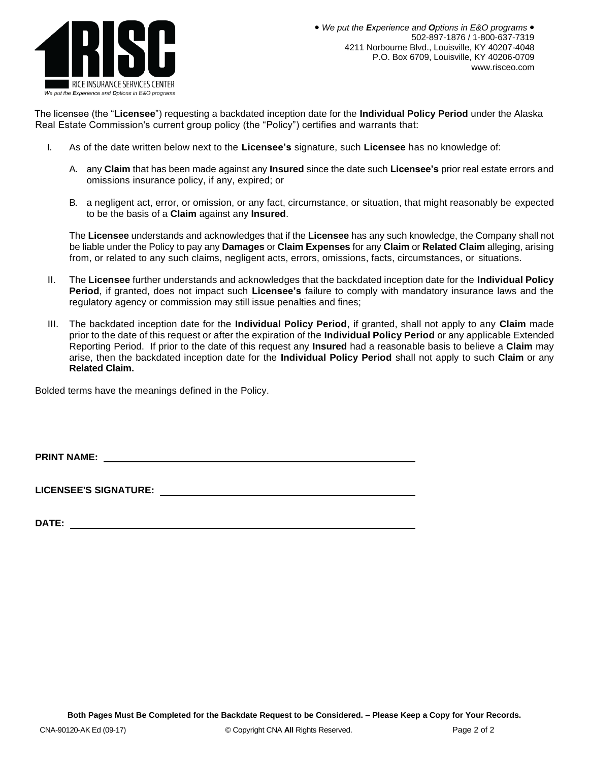**RISC**
RICE INSURANCE SERVICES CENTER
*We put the Experience and Options in E&O programs*

• *We put the **E**xperience and **O**ptions in E&O programs* •
502-897-1876 / 1-800-637-7319
4211 Norbourne Blvd., Louisville, KY 40207-4048
P.O. Box 6709, Louisville, KY 40206-0709
www.risceo.com

The licensee (the "**Licensee**") requesting a backdated inception date for the **Individual Policy Period** under the Alaska Real Estate Commission's current group policy (the "Policy") certifies and warrants that:

I. As of the date written below next to the **Licensee's** signature, such **Licensee** has no knowledge of:

   A. any **Claim** that has been made against any **Insured** since the date such **Licensee's** prior real estate errors and omissions insurance policy, if any, expired; or

   B. a negligent act, error, or omission, or any fact, circumstance, or situation, that might reasonably be expected to be the basis of a **Claim** against any **Insured**.

   The **Licensee** understands and acknowledges that if the **Licensee** has any such knowledge, the Company shall not be liable under the Policy to pay any **Damages** or **Claim Expenses** for any **Claim** or **Related Claim** alleging, arising from, or related to any such claims, negligent acts, errors, omissions, facts, circumstances, or situations.

II. The **Licensee** further understands and acknowledges that the backdated inception date for the **Individual Policy Period**, if granted, does not impact such **Licensee's** failure to comply with mandatory insurance laws and the regulatory agency or commission may still issue penalties and fines;

III. The backdated inception date for the **Individual Policy Period**, if granted, shall not apply to any **Claim** made prior to the date of this request or after the expiration of the **Individual Policy Period** or any applicable Extended Reporting Period. If prior to the date of this request any **Insured** had a reasonable basis to believe a **Claim** may arise, then the backdated inception date for the **Individual Policy Period** shall not apply to such **Claim** or any **Related Claim.**

Bolded terms have the meanings defined in the Policy.

**PRINT NAME:** ______________________________

**LICENSEE'S SIGNATURE:** ______________________________

**DATE:** ______________________________

**Both Pages Must Be Completed for the Backdate Request to be Considered. – Please Keep a Copy for Your Records.**

CNA-90120-AK Ed (09-17) © Copyright CNA **All** Rights Reserved.